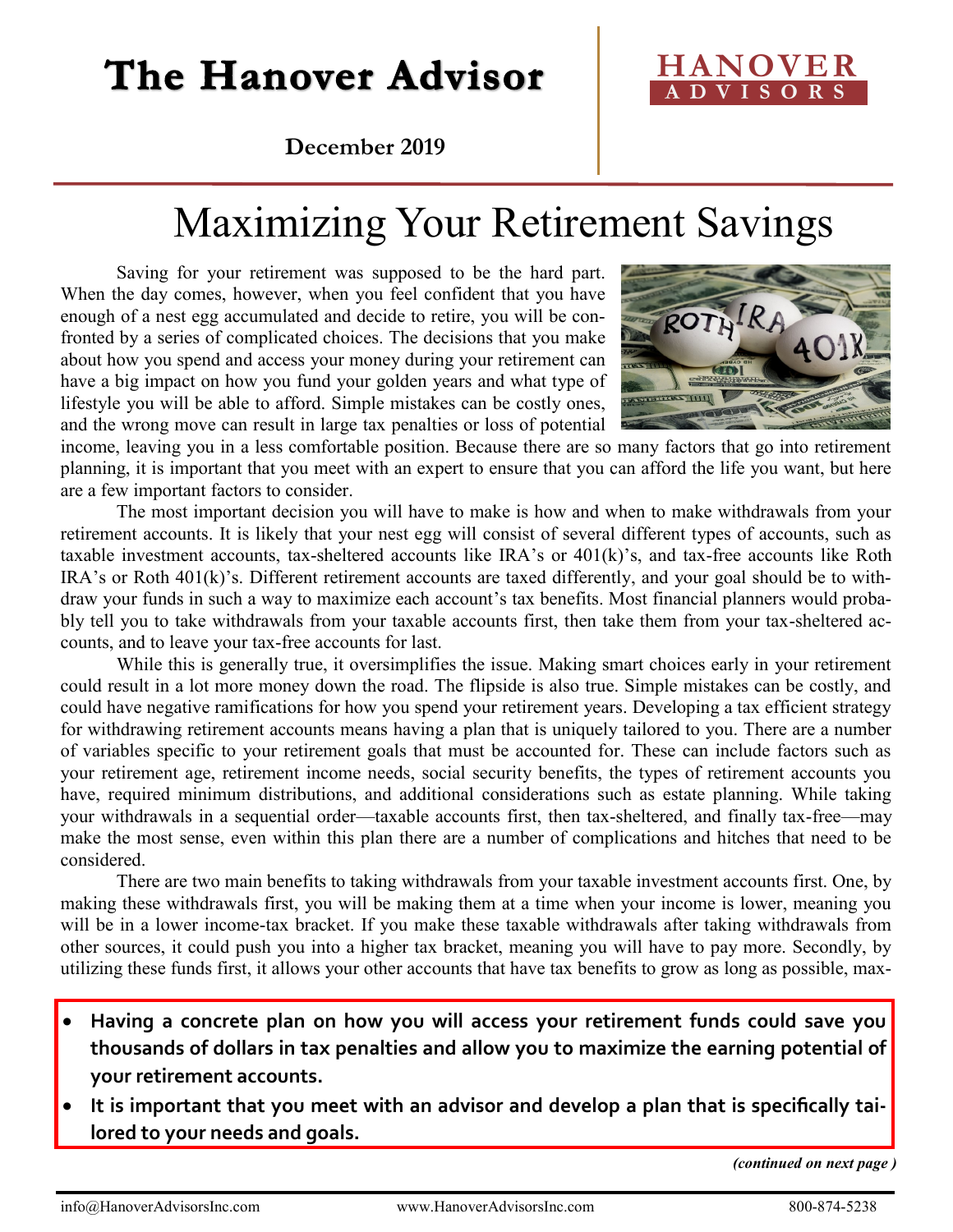# The Hanover Advisor

HANOVER ADVISORS

**December 2019**

## Maximizing Your Retirement Savings

Saving for your retirement was supposed to be the hard part. When the day comes, however, when you feel confident that you have enough of a nest egg accumulated and decide to retire, you will be confronted by a series of complicated choices. The decisions that you make about how you spend and access your money during your retirement can have a big impact on how you fund your golden years and what type of lifestyle you will be able to afford. Simple mistakes can be costly ones, and the wrong move can result in large tax penalties or loss of potential income, leaving you in a less comfortable position. Because there are so many factors that go into retirement planning, it is important that you meet with an expert to ensure that you can afford the life you want, but here are a few important factors to consider.

The most important decision you will have to make is how and when to make withdrawals from your retirement accounts. It is likely that your nest egg will consist of several different types of accounts, such as taxable investment accounts, tax-sheltered accounts like IRA's or 401(k)'s, and tax-free accounts like Roth IRA's or Roth 401(k)'s. Different retirement accounts are taxed differently, and your goal should be to withdraw your funds in such a way to maximize each account's tax benefits. Most financial planners would probably tell you to take withdrawals from your taxable accounts first, then take them from your tax-sheltered accounts, and to leave your tax-free accounts for last.

While this is generally true, it oversimplifies the issue. Making smart choices early in your retirement could result in a lot more money down the road. The flipside is also true. Simple mistakes can be costly, and could have negative ramifications for how you spend your retirement years. Developing a tax efficient strategy for withdrawing retirement accounts means having a plan that is uniquely tailored to you. There are a number of variables specific to your retirement goals that must be accounted for. These can include factors such as your retirement age, retirement income needs, social security benefits, the types of retirement accounts you have, required minimum distributions, and additional considerations such as estate planning. While taking your withdrawals in a sequential order—taxable accounts first, then tax-sheltered, and finally tax-free—may make the most sense, even within this plan there are a number of complications and hitches that need to be considered.

There are two main benefits to taking withdrawals from your taxable investment accounts first. One, by making these withdrawals first, you will be making them at a time when your income is lower, meaning you will be in a lower income-tax bracket. If you make these taxable withdrawals after taking withdrawals from other sources, it could push you into a higher tax bracket, meaning you will have to pay more. Secondly, by utilizing these funds first, it allows your other accounts that have tax benefits to grow as long as possible, max-

- **Having a concrete plan on how you will access your retirement funds could save you thousands of dollars in tax penalties and allow you to maximize the earning potential of your retirement accounts.**
- **It is important that you meet with an advisor and develop a plan that is specifically tailored to your needs and goals.**

*(continued on next page )*

info@HanoverAdvisorsInc.com www.HanoverAdvisorsInc.com 800-874-5238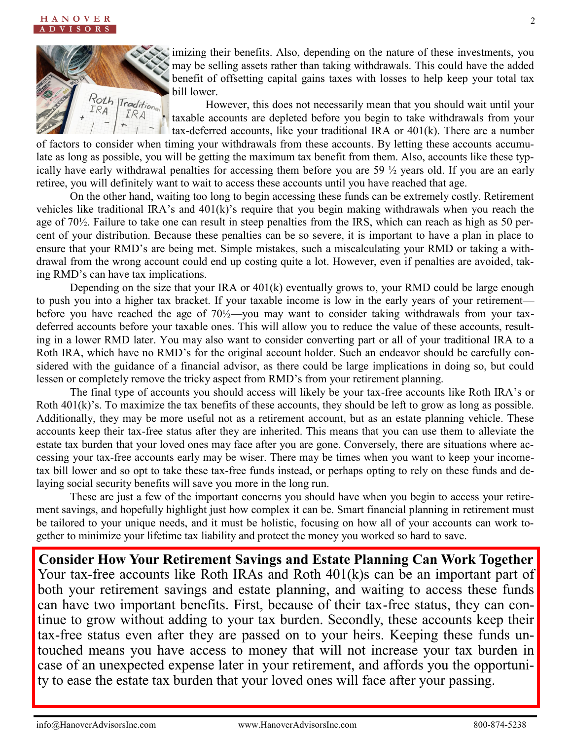imizing their benefits. Also, depending on the nature of these investments, you may be selling assets rather than taking withdrawals. This could have the added benefit of offsetting capital gains taxes with losses to help keep your total tax bill lower.

However, this does not necessarily mean that you should wait until your taxable accounts are depleted before you begin to take withdrawals from your tax-deferred accounts, like your traditional IRA or 401(k). There are a number of factors to consider when timing your withdrawals from these accounts. By letting these accounts accumulate as long as possible, you will be getting the maximum tax benefit from them. Also, accounts like these typically have early withdrawal penalties for accessing them before you are 59 ½ years old. If you are an early retiree, you will definitely want to wait to access these accounts until you have reached that age.

On the other hand, waiting too long to begin accessing these funds can be extremely costly. Retirement vehicles like traditional IRA's and 401(k)'s require that you begin making withdrawals when you reach the age of 70½. Failure to take one can result in steep penalties from the IRS, which can reach as high as 50 percent of your distribution. Because these penalties can be so severe, it is important to have a plan in place to ensure that your RMD's are being met. Simple mistakes, such a miscalculating your RMD or taking a withdrawal from the wrong account could end up costing quite a lot. However, even if penalties are avoided, taking RMD's can have tax implications.

Depending on the size that your IRA or 401(k) eventually grows to, your RMD could be large enough to push you into a higher tax bracket. If your taxable income is low in the early years of your retirement—before you have reached the age of 70½—you may want to consider taking withdrawals from your tax-deferred accounts before your taxable ones. This will allow you to reduce the value of these accounts, resulting in a lower RMD later. You may also want to consider converting part or all of your traditional IRA to a Roth IRA, which have no RMD's for the original account holder. Such an endeavor should be carefully considered with the guidance of a financial advisor, as there could be large implications in doing so, but could lessen or completely remove the tricky aspect from RMD's from your retirement planning.

The final type of accounts you should access will likely be your tax-free accounts like Roth IRA's or Roth 401(k)'s. To maximize the tax benefits of these accounts, they should be left to grow as long as possible. Additionally, they may be more useful not as a retirement account, but as an estate planning vehicle. These accounts keep their tax-free status after they are inherited. This means that you can use them to alleviate the estate tax burden that your loved ones may face after you are gone. Conversely, there are situations where accessing your tax-free accounts early may be wiser. There may be times when you want to keep your income-tax bill lower and so opt to take these tax-free funds instead, or perhaps opting to rely on these funds and delaying social security benefits will save you more in the long run.

These are just a few of the important concerns you should have when you begin to access your retirement savings, and hopefully highlight just how complex it can be. Smart financial planning in retirement must be tailored to your unique needs, and it must be holistic, focusing on how all of your accounts can work together to minimize your lifetime tax liability and protect the money you worked so hard to save.

**Consider How Your Retirement Savings and Estate Planning Can Work Together**

Your tax-free accounts like Roth IRAs and Roth 401(k)s can be an important part of both your retirement savings and estate planning, and waiting to access these funds can have two important benefits. First, because of their tax-free status, they can continue to grow without adding to your tax burden. Secondly, these accounts keep their tax-free status even after they are passed on to your heirs. Keeping these funds untouched means you have access to money that will not increase your tax burden in case of an unexpected expense later in your retirement, and affords you the opportunity to ease the estate tax burden that your loved ones will face after your passing.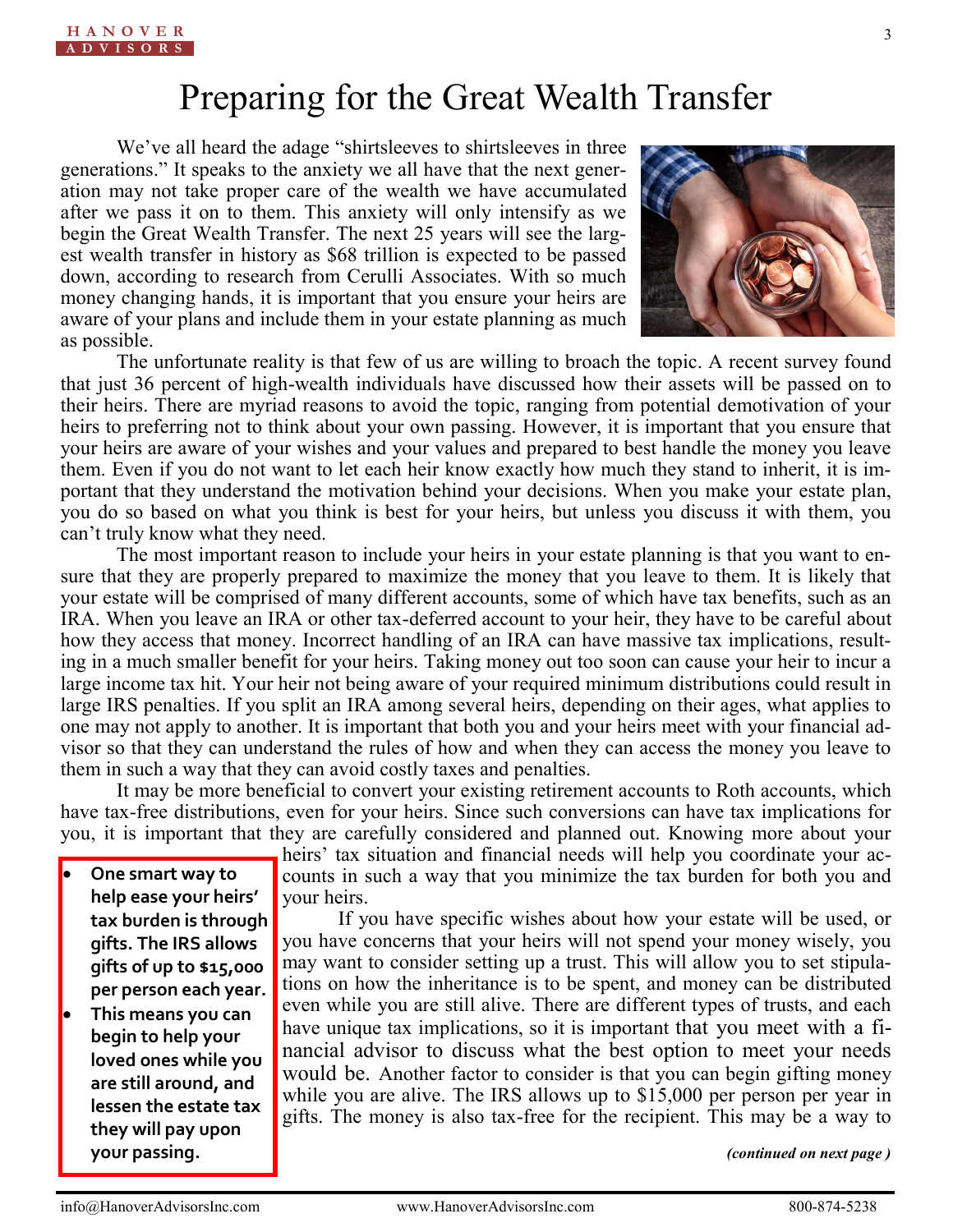# Preparing for the Great Wealth Transfer

We've all heard the adage "shirtsleeves to shirtsleeves in three generations." It speaks to the anxiety we all have that the next generation may not take proper care of the wealth we have accumulated after we pass it on to them. This anxiety will only intensify as we begin the Great Wealth Transfer. The next 25 years will see the largest wealth transfer in history as $68 trillion is expected to be passed down, according to research from Cerulli Associates. With so much money changing hands, it is important that you ensure your heirs are aware of your plans and include them in your estate planning as much as possible.

The unfortunate reality is that few of us are willing to broach the topic. A recent survey found that just 36 percent of high-wealth individuals have discussed how their assets will be passed on to their heirs. There are myriad reasons to avoid the topic, ranging from potential demotivation of your heirs to preferring not to think about your own passing. However, it is important that you ensure that your heirs are aware of your wishes and your values and prepared to best handle the money you leave them. Even if you do not want to let each heir know exactly how much they stand to inherit, it is important that they understand the motivation behind your decisions. When you make your estate plan, you do so based on what you think is best for your heirs, but unless you discuss it with them, you can't truly know what they need.

The most important reason to include your heirs in your estate planning is that you want to ensure that they are properly prepared to maximize the money that you leave to them. It is likely that your estate will be comprised of many different accounts, some of which have tax benefits, such as an IRA. When you leave an IRA or other tax-deferred account to your heir, they have to be careful about how they access that money. Incorrect handling of an IRA can have massive tax implications, resulting in a much smaller benefit for your heirs. Taking money out too soon can cause your heir to incur a large income tax hit. Your heir not being aware of your required minimum distributions could result in large IRS penalties. If you split an IRA among several heirs, depending on their ages, what applies to one may not apply to another. It is important that both you and your heirs meet with your financial advisor so that they can understand the rules of how and when they can access the money you leave to them in such a way that they can avoid costly taxes and penalties.

It may be more beneficial to convert your existing retirement accounts to Roth accounts, which have tax-free distributions, even for your heirs. Since such conversions can have tax implications for you, it is important that they are carefully considered and planned out. Knowing more about your heirs' tax situation and financial needs will help you coordinate your accounts in such a way that you minimize the tax burden for both you and your heirs.

If you have specific wishes about how your estate will be used, or you have concerns that your heirs will not spend your money wisely, you may want to consider setting up a trust. This will allow you to set stipulations on how the inheritance is to be spent, and money can be distributed even while you are still alive. There are different types of trusts, and each have unique tax implications, so it is important that you meet with a financial advisor to discuss what the best option to meet your needs would be. Another factor to consider is that you can begin gifting money while you are alive. The IRS allows up to $15,000 per person per year in gifts. The money is also tax-free for the recipient. This may be a way to

*(continued on next page)*

- **One smart way to help ease your heirs' tax burden is through gifts. The IRS allows gifts of up to $15,000 per person each year.**
- **This means you can begin to help your loved ones while you are still around, and lessen the estate tax they will pay upon your passing.**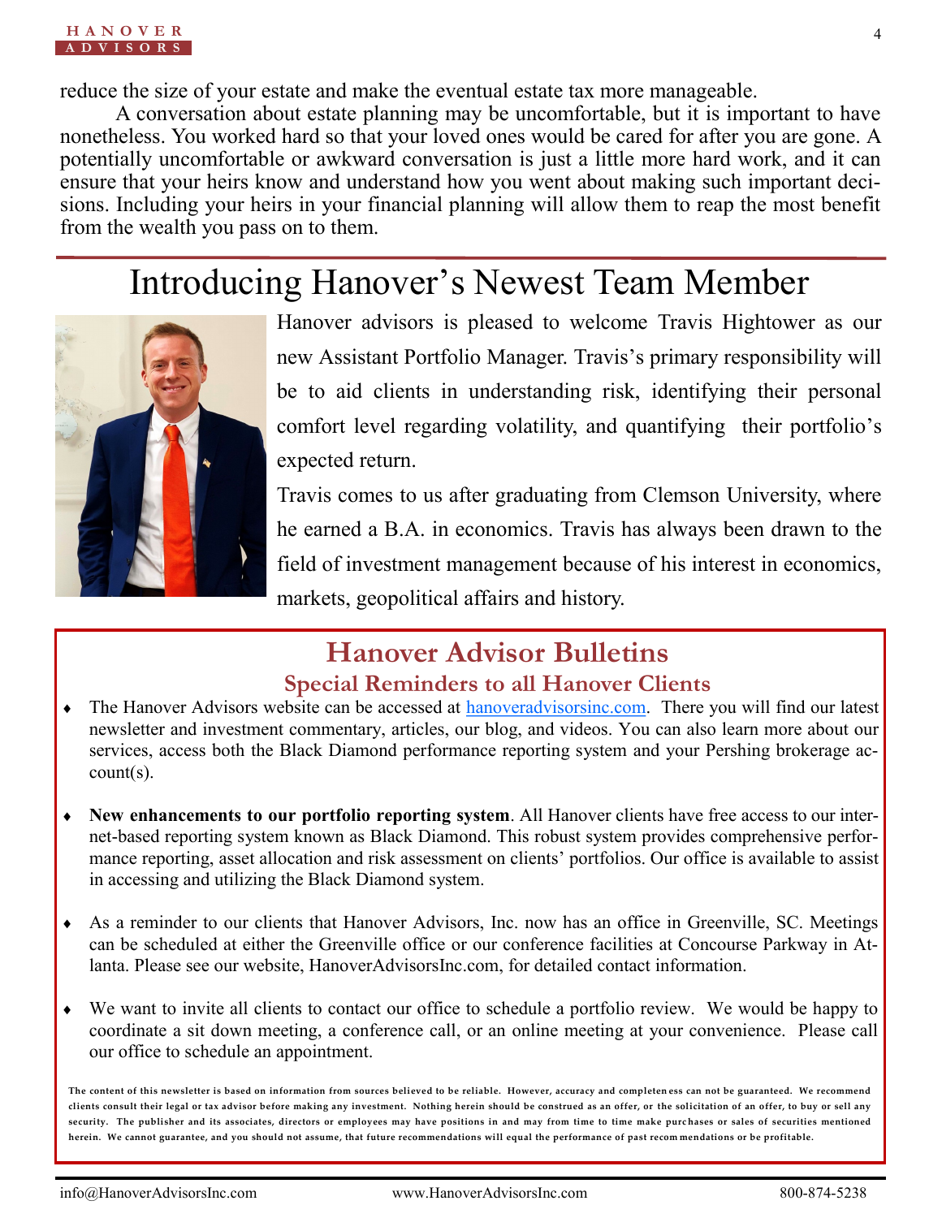reduce the size of your estate and make the eventual estate tax more manageable.

A conversation about estate planning may be uncomfortable, but it is important to have nonetheless. You worked hard so that your loved ones would be cared for after you are gone. A potentially uncomfortable or awkward conversation is just a little more hard work, and it can ensure that your heirs know and understand how you went about making such important decisions. Including your heirs in your financial planning will allow them to reap the most benefit from the wealth you pass on to them.

# Introducing Hanover's Newest Team Member

Hanover advisors is pleased to welcome Travis Hightower as our new Assistant Portfolio Manager. Travis's primary responsibility will be to aid clients in understanding risk, identifying their personal comfort level regarding volatility, and quantifying their portfolio's expected return.

Travis comes to us after graduating from Clemson University, where he earned a B.A. in economics. Travis has always been drawn to the field of investment management because of his interest in economics, markets, geopolitical affairs and history.

## Hanover Advisor Bulletins

### Special Reminders to all Hanover Clients

- The Hanover Advisors website can be accessed at hanoveradvisorsinc.com. There you will find our latest newsletter and investment commentary, articles, our blog, and videos. You can also learn more about our services, access both the Black Diamond performance reporting system and your Pershing brokerage account(s).
- **New enhancements to our portfolio reporting system**. All Hanover clients have free access to our internet-based reporting system known as Black Diamond. This robust system provides comprehensive performance reporting, asset allocation and risk assessment on clients' portfolios. Our office is available to assist in accessing and utilizing the Black Diamond system.
- As a reminder to our clients that Hanover Advisors, Inc. now has an office in Greenville, SC. Meetings can be scheduled at either the Greenville office or our conference facilities at Concourse Parkway in Atlanta. Please see our website, HanoverAdvisorsInc.com, for detailed contact information.
- We want to invite all clients to contact our office to schedule a portfolio review. We would be happy to coordinate a sit down meeting, a conference call, or an online meeting at your convenience. Please call our office to schedule an appointment.

**The content of this newsletter is based on information from sources believed to be reliable. However, accuracy and completeness can not be guaranteed. We recommend clients consult their legal or tax advisor before making any investment. Nothing herein should be construed as an offer, or the solicitation of an offer, to buy or sell any security. The publisher and its associates, directors or employees may have positions in and may from time to time make purchases or sales of securities mentioned herein. We cannot guarantee, and you should not assume, that future recommendations will equal the performance of past recommendations or be profitable.**

info@HanoverAdvisorsInc.com www.HanoverAdvisorsInc.com 800-874-5238